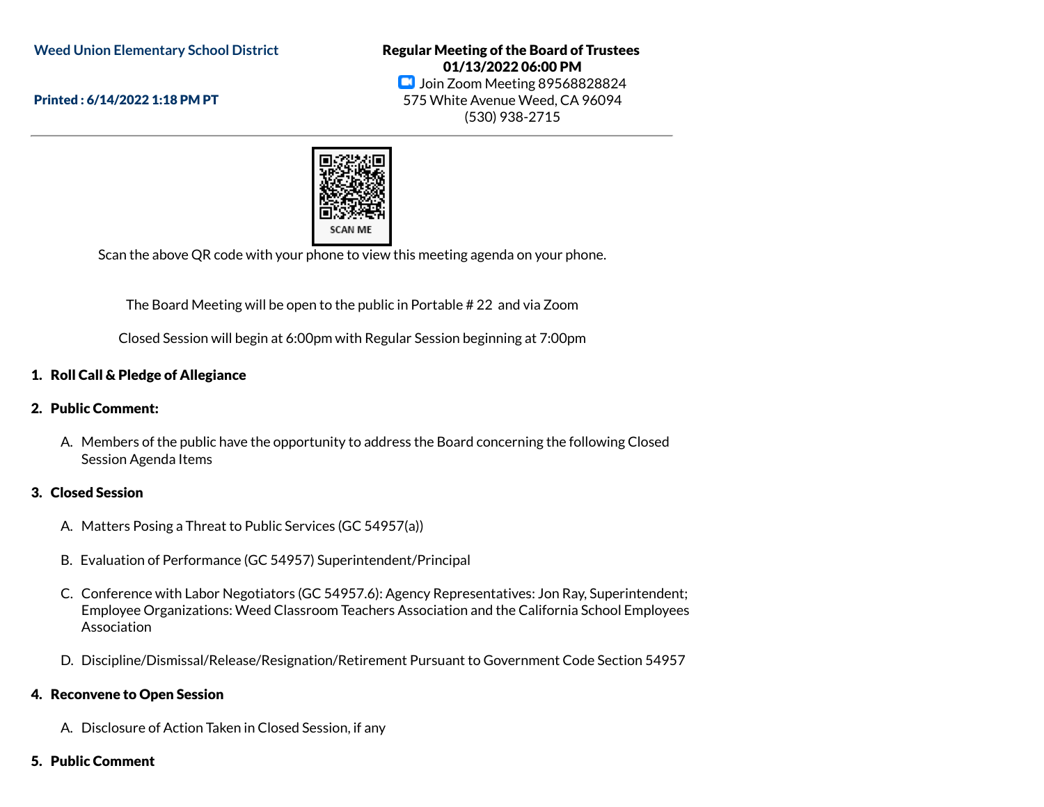**Weed Union Elementary School District**

**Printed : 6/14/2022 1:18 PM PT**

**Regular Meeting of the Board of Trustees**
**01/13/2022 06:00 PM**
Join Zoom Meeting 89568828824
575 White Avenue Weed, CA 96094
(530) 938-2715

SCAN ME

Scan the above QR code with your phone to view this meeting agenda on your phone.

The Board Meeting will be open to the public in Portable # 22 and via Zoom

Closed Session will begin at 6:00pm with Regular Session beginning at 7:00pm

**1. Roll Call & Pledge of Allegiance**

**2. Public Comment:**

A. Members of the public have the opportunity to address the Board concerning the following Closed Session Agenda Items

**3. Closed Session**

A. Matters Posing a Threat to Public Services (GC 54957(a))

B. Evaluation of Performance (GC 54957) Superintendent/Principal

C. Conference with Labor Negotiators (GC 54957.6): Agency Representatives: Jon Ray, Superintendent; Employee Organizations: Weed Classroom Teachers Association and the California School Employees Association

D. Discipline/Dismissal/Release/Resignation/Retirement Pursuant to Government Code Section 54957

**4. Reconvene to Open Session**

A. Disclosure of Action Taken in Closed Session, if any

**5. Public Comment**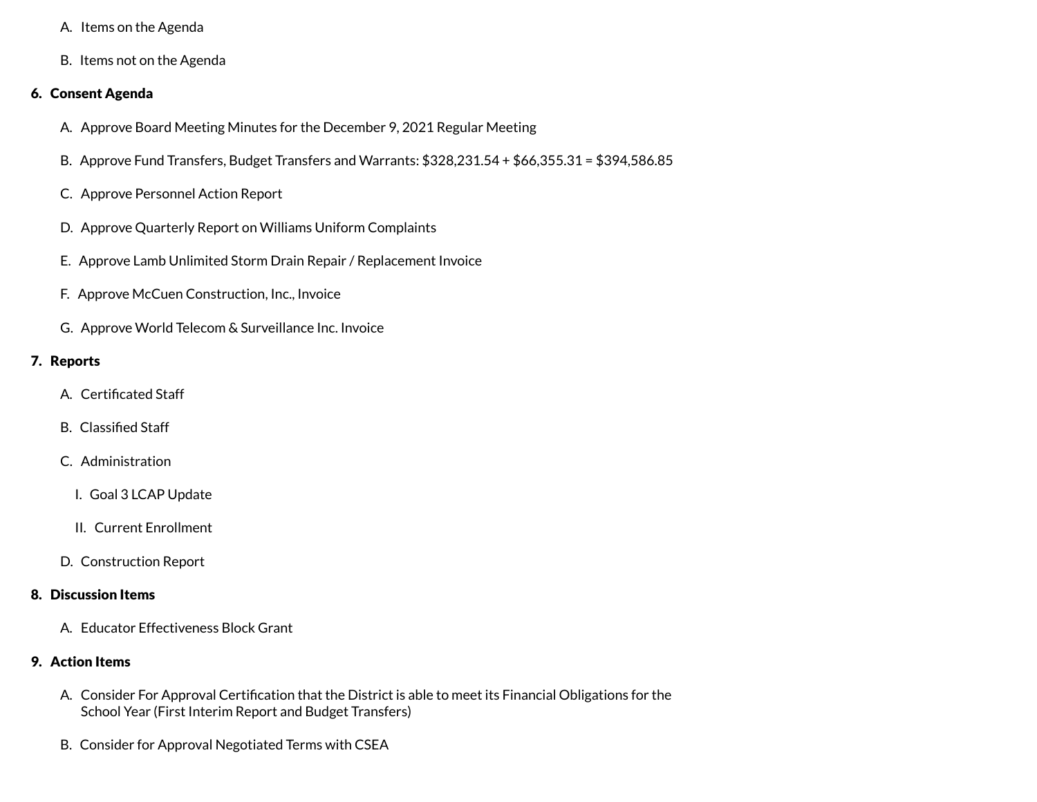A. Items on the Agenda

B. Items not on the Agenda

**6. Consent Agenda**

A. Approve Board Meeting Minutes for the December 9, 2021 Regular Meeting

B. Approve Fund Transfers, Budget Transfers and Warrants: $328,231.54 + $66,355.31 = $394,586.85

C. Approve Personnel Action Report

D. Approve Quarterly Report on Williams Uniform Complaints

E. Approve Lamb Unlimited Storm Drain Repair / Replacement Invoice

F. Approve McCuen Construction, Inc., Invoice

G. Approve World Telecom & Surveillance Inc. Invoice

**7. Reports**

A. Certificated Staff

B. Classified Staff

C. Administration

I. Goal 3 LCAP Update

II. Current Enrollment

D. Construction Report

**8. Discussion Items**

A. Educator Effectiveness Block Grant

**9. Action Items**

A. Consider For Approval Certification that the District is able to meet its Financial Obligations for the School Year (First Interim Report and Budget Transfers)

B. Consider for Approval Negotiated Terms with CSEA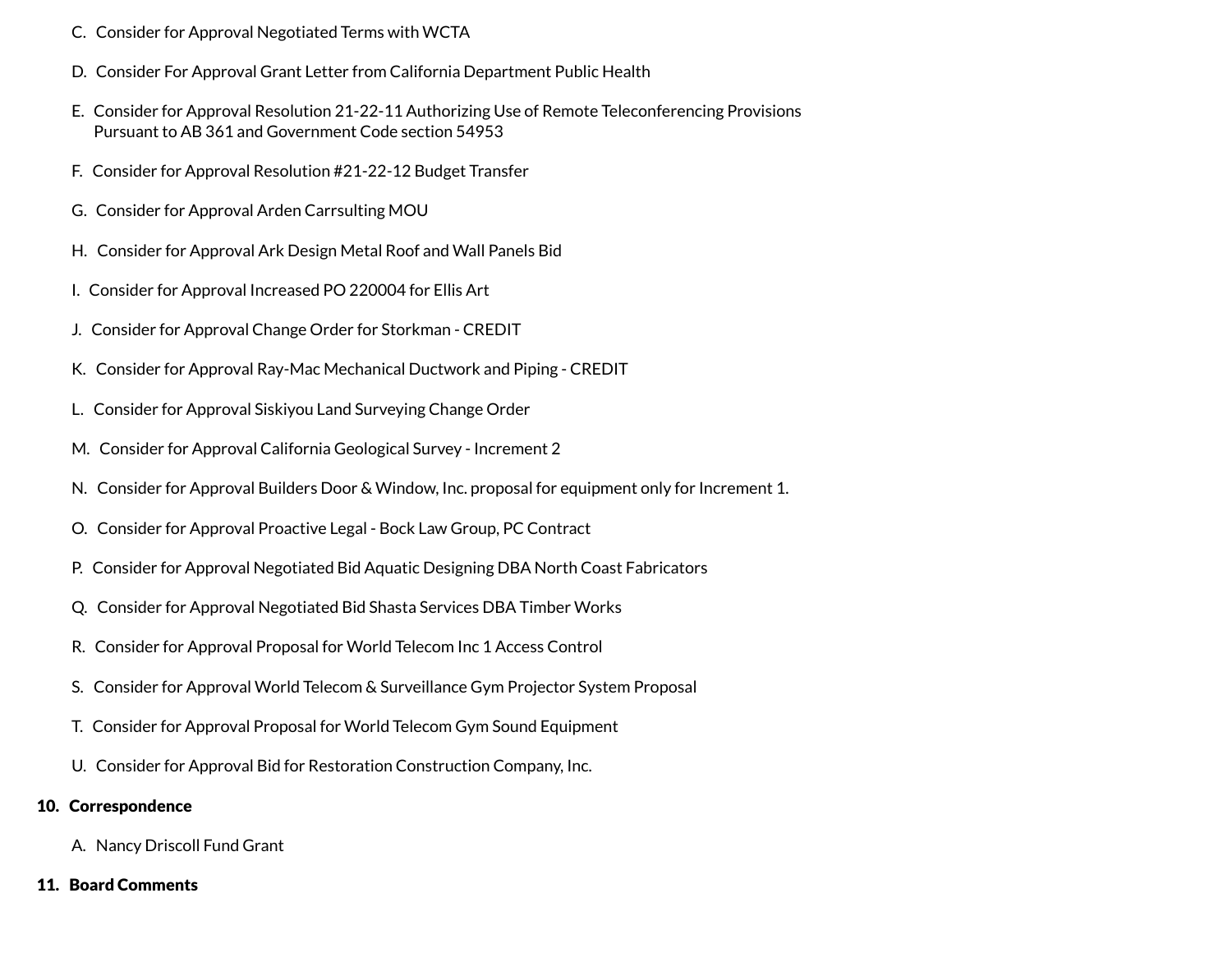C. Consider for Approval Negotiated Terms with WCTA

D. Consider For Approval Grant Letter from California Department Public Health

E. Consider for Approval Resolution 21-22-11 Authorizing Use of Remote Teleconferencing Provisions Pursuant to AB 361 and Government Code section 54953

F. Consider for Approval Resolution #21-22-12 Budget Transfer

G. Consider for Approval Arden Carrsulting MOU

H. Consider for Approval Ark Design Metal Roof and Wall Panels Bid

I. Consider for Approval Increased PO 220004 for Ellis Art

J. Consider for Approval Change Order for Storkman - CREDIT

K. Consider for Approval Ray-Mac Mechanical Ductwork and Piping - CREDIT

L. Consider for Approval Siskiyou Land Surveying Change Order

M. Consider for Approval California Geological Survey - Increment 2

N. Consider for Approval Builders Door & Window, Inc. proposal for equipment only for Increment 1.

O. Consider for Approval Proactive Legal - Bock Law Group, PC Contract

P. Consider for Approval Negotiated Bid Aquatic Designing DBA North Coast Fabricators

Q. Consider for Approval Negotiated Bid Shasta Services DBA Timber Works

R. Consider for Approval Proposal for World Telecom Inc 1 Access Control

S. Consider for Approval World Telecom & Surveillance Gym Projector System Proposal

T. Consider for Approval Proposal for World Telecom Gym Sound Equipment

U. Consider for Approval Bid for Restoration Construction Company, Inc.

**10. Correspondence**

A. Nancy Driscoll Fund Grant

**11. Board Comments**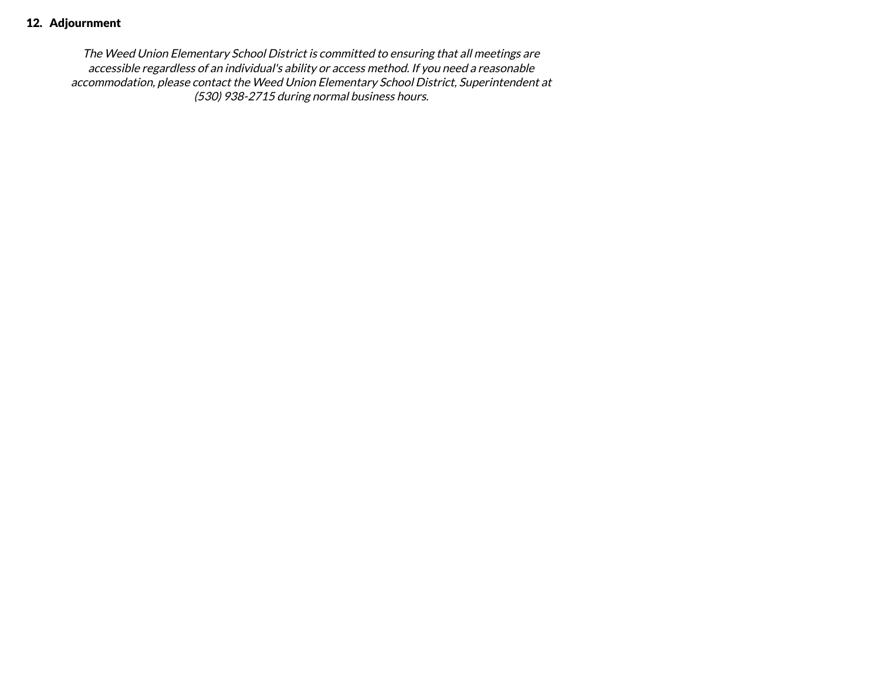**12. Adjournment**

*The Weed Union Elementary School District is committed to ensuring that all meetings are accessible regardless of an individual's ability or access method. If you need a reasonable accommodation, please contact the Weed Union Elementary School District, Superintendent at (530) 938-2715 during normal business hours.*